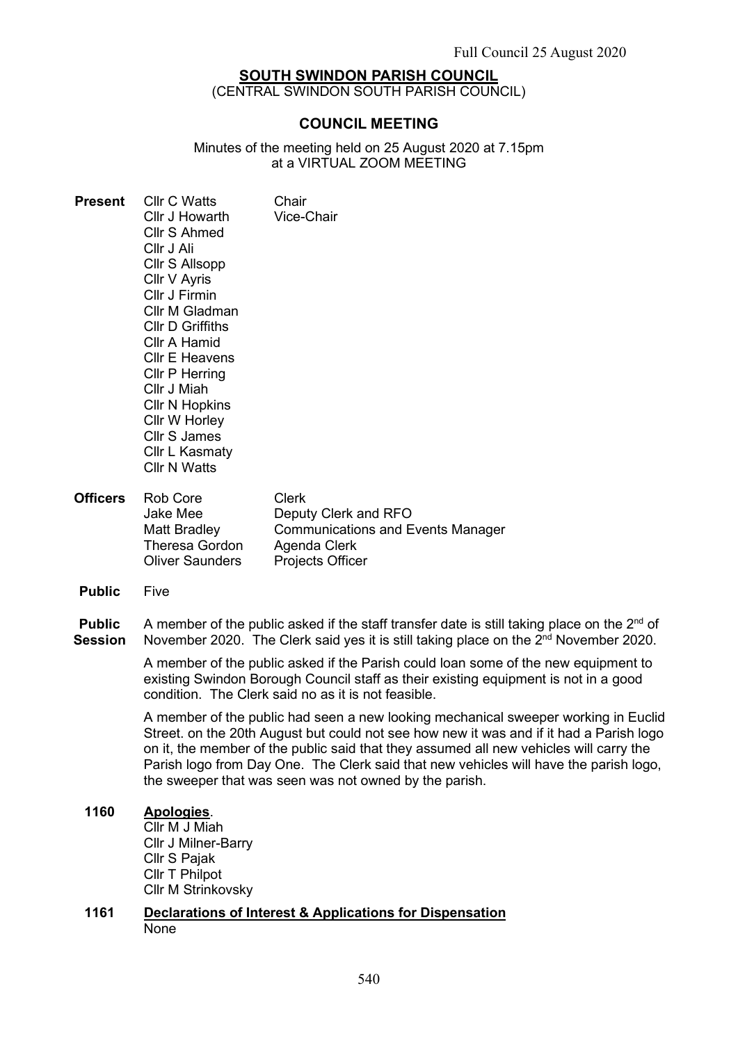Full Council 25 August 2020

# SOUTH SWINDON PARISH COUNCIL

(CENTRAL SWINDON SOUTH PARISH COUNCIL)

## COUNCIL MEETING

Minutes of the meeting held on 25 August 2020 at 7.15pm at a VIRTUAL ZOOM MEETING

**Present**

| | |
|---|---|
| Cllr C Watts | Chair |
| Cllr J Howarth | Vice-Chair |
| Cllr S Ahmed | |
| Cllr J Ali | |
| Cllr S Allsopp | |
| Cllr V Ayris | |
| Cllr J Firmin | |
| Cllr M Gladman | |
| Cllr D Griffiths | |
| Cllr A Hamid | |
| Cllr E Heavens | |
| Cllr P Herring | |
| Cllr J Miah | |
| Cllr N Hopkins | |
| Cllr W Horley | |
| Cllr S James | |
| Cllr L Kasmaty | |
| Cllr N Watts | |

**Officers**

| | |
|---|---|
| Rob Core | Clerk |
| Jake Mee | Deputy Clerk and RFO |
| Matt Bradley | Communications and Events Manager |
| Theresa Gordon | Agenda Clerk |
| Oliver Saunders | Projects Officer |

**Public** Five

**Public Session**

A member of the public asked if the staff transfer date is still taking place on the 2nd of November 2020. The Clerk said yes it is still taking place on the 2nd November 2020.

A member of the public asked if the Parish could loan some of the new equipment to existing Swindon Borough Council staff as their existing equipment is not in a good condition. The Clerk said no as it is not feasible.

A member of the public had seen a new looking mechanical sweeper working in Euclid Street. on the 20th August but could not see how new it was and if it had a Parish logo on it, the member of the public said that they assumed all new vehicles will carry the Parish logo from Day One. The Clerk said that new vehicles will have the parish logo, the sweeper that was seen was not owned by the parish.

**1160 Apologies.**

Cllr M J Miah
Cllr J Milner-Barry
Cllr S Pajak
Cllr T Philpot
Cllr M Strinkovsky

**1161 Declarations of Interest & Applications for Dispensation**

None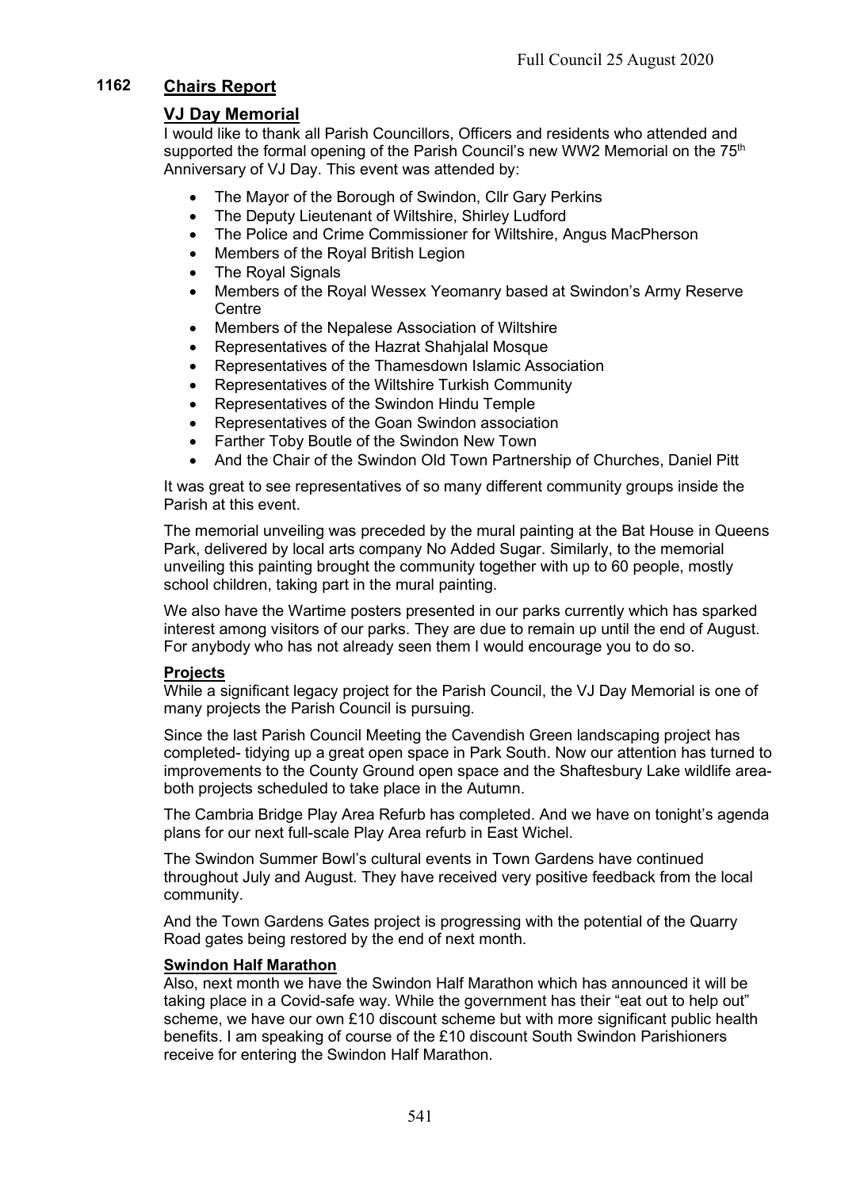## 1162 Chairs Report

### VJ Day Memorial

I would like to thank all Parish Councillors, Officers and residents who attended and supported the formal opening of the Parish Council's new WW2 Memorial on the 75th Anniversary of VJ Day. This event was attended by:

- The Mayor of the Borough of Swindon, Cllr Gary Perkins
- The Deputy Lieutenant of Wiltshire, Shirley Ludford
- The Police and Crime Commissioner for Wiltshire, Angus MacPherson
- Members of the Royal British Legion
- The Royal Signals
- Members of the Royal Wessex Yeomanry based at Swindon's Army Reserve Centre
- Members of the Nepalese Association of Wiltshire
- Representatives of the Hazrat Shahjalal Mosque
- Representatives of the Thamesdown Islamic Association
- Representatives of the Wiltshire Turkish Community
- Representatives of the Swindon Hindu Temple
- Representatives of the Goan Swindon association
- Farther Toby Boutle of the Swindon New Town
- And the Chair of the Swindon Old Town Partnership of Churches, Daniel Pitt

It was great to see representatives of so many different community groups inside the Parish at this event.

The memorial unveiling was preceded by the mural painting at the Bat House in Queens Park, delivered by local arts company No Added Sugar. Similarly, to the memorial unveiling this painting brought the community together with up to 60 people, mostly school children, taking part in the mural painting.

We also have the Wartime posters presented in our parks currently which has sparked interest among visitors of our parks. They are due to remain up until the end of August. For anybody who has not already seen them I would encourage you to do so.

**Projects**

While a significant legacy project for the Parish Council, the VJ Day Memorial is one of many projects the Parish Council is pursuing.

Since the last Parish Council Meeting the Cavendish Green landscaping project has completed- tidying up a great open space in Park South. Now our attention has turned to improvements to the County Ground open space and the Shaftesbury Lake wildlife area- both projects scheduled to take place in the Autumn.

The Cambria Bridge Play Area Refurb has completed. And we have on tonight's agenda plans for our next full-scale Play Area refurb in East Wichel.

The Swindon Summer Bowl's cultural events in Town Gardens have continued throughout July and August. They have received very positive feedback from the local community.

And the Town Gardens Gates project is progressing with the potential of the Quarry Road gates being restored by the end of next month.

**Swindon Half Marathon**

Also, next month we have the Swindon Half Marathon which has announced it will be taking place in a Covid-safe way. While the government has their "eat out to help out" scheme, we have our own £10 discount scheme but with more significant public health benefits. I am speaking of course of the £10 discount South Swindon Parishioners receive for entering the Swindon Half Marathon.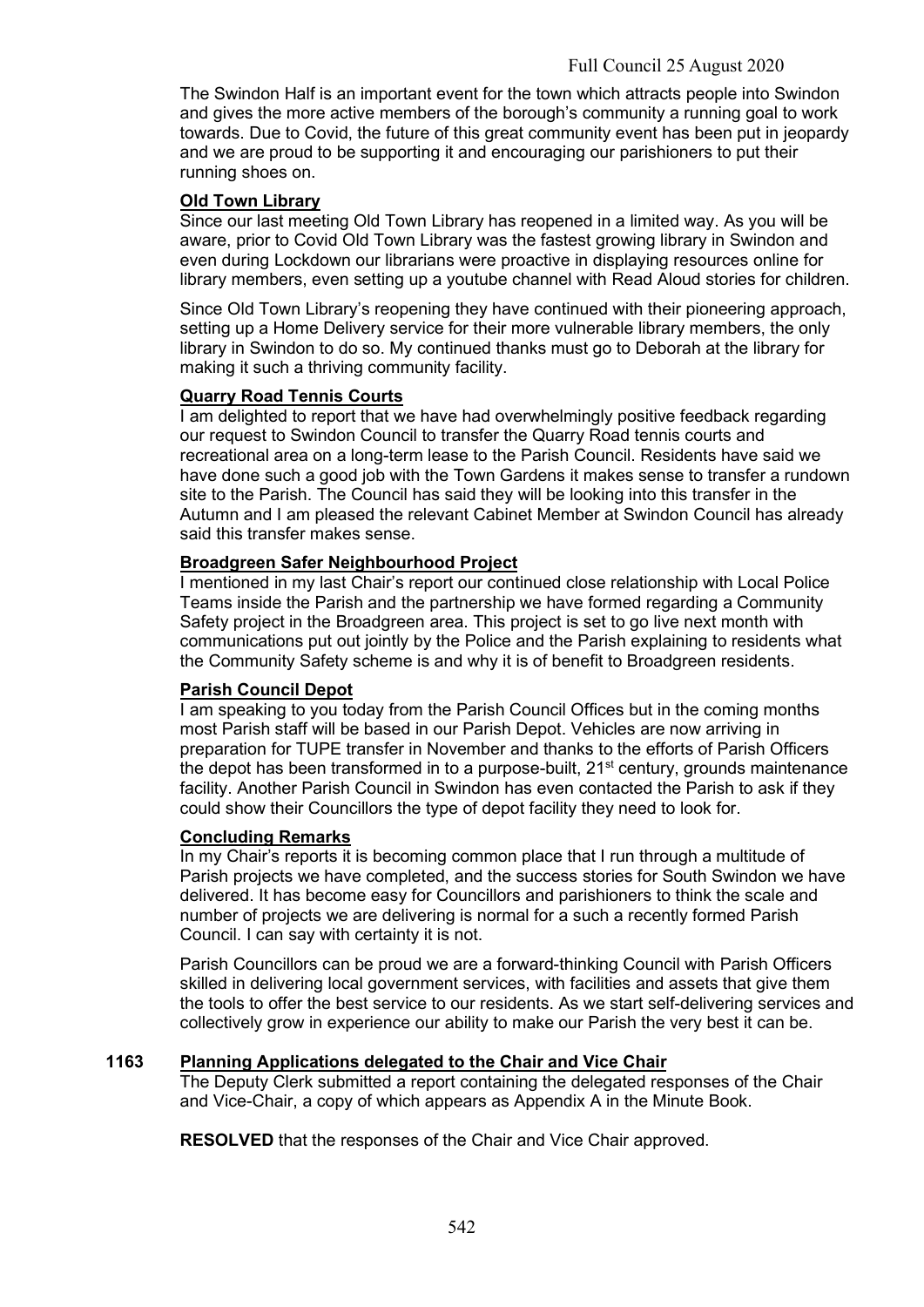The Swindon Half is an important event for the town which attracts people into Swindon and gives the more active members of the borough's community a running goal to work towards. Due to Covid, the future of this great community event has been put in jeopardy and we are proud to be supporting it and encouraging our parishioners to put their running shoes on.

**Old Town Library**

Since our last meeting Old Town Library has reopened in a limited way. As you will be aware, prior to Covid Old Town Library was the fastest growing library in Swindon and even during Lockdown our librarians were proactive in displaying resources online for library members, even setting up a youtube channel with Read Aloud stories for children.

Since Old Town Library's reopening they have continued with their pioneering approach, setting up a Home Delivery service for their more vulnerable library members, the only library in Swindon to do so. My continued thanks must go to Deborah at the library for making it such a thriving community facility.

**Quarry Road Tennis Courts**

I am delighted to report that we have had overwhelmingly positive feedback regarding our request to Swindon Council to transfer the Quarry Road tennis courts and recreational area on a long-term lease to the Parish Council. Residents have said we have done such a good job with the Town Gardens it makes sense to transfer a rundown site to the Parish. The Council has said they will be looking into this transfer in the Autumn and I am pleased the relevant Cabinet Member at Swindon Council has already said this transfer makes sense.

**Broadgreen Safer Neighbourhood Project**

I mentioned in my last Chair's report our continued close relationship with Local Police Teams inside the Parish and the partnership we have formed regarding a Community Safety project in the Broadgreen area. This project is set to go live next month with communications put out jointly by the Police and the Parish explaining to residents what the Community Safety scheme is and why it is of benefit to Broadgreen residents.

**Parish Council Depot**

I am speaking to you today from the Parish Council Offices but in the coming months most Parish staff will be based in our Parish Depot. Vehicles are now arriving in preparation for TUPE transfer in November and thanks to the efforts of Parish Officers the depot has been transformed in to a purpose-built, 21st century, grounds maintenance facility. Another Parish Council in Swindon has even contacted the Parish to ask if they could show their Councillors the type of depot facility they need to look for.

**Concluding Remarks**

In my Chair's reports it is becoming common place that I run through a multitude of Parish projects we have completed, and the success stories for South Swindon we have delivered. It has become easy for Councillors and parishioners to think the scale and number of projects we are delivering is normal for a such a recently formed Parish Council. I can say with certainty it is not.

Parish Councillors can be proud we are a forward-thinking Council with Parish Officers skilled in delivering local government services, with facilities and assets that give them the tools to offer the best service to our residents. As we start self-delivering services and collectively grow in experience our ability to make our Parish the very best it can be.

## 1163 Planning Applications delegated to the Chair and Vice Chair

The Deputy Clerk submitted a report containing the delegated responses of the Chair and Vice-Chair, a copy of which appears as Appendix A in the Minute Book.

**RESOLVED** that the responses of the Chair and Vice Chair approved.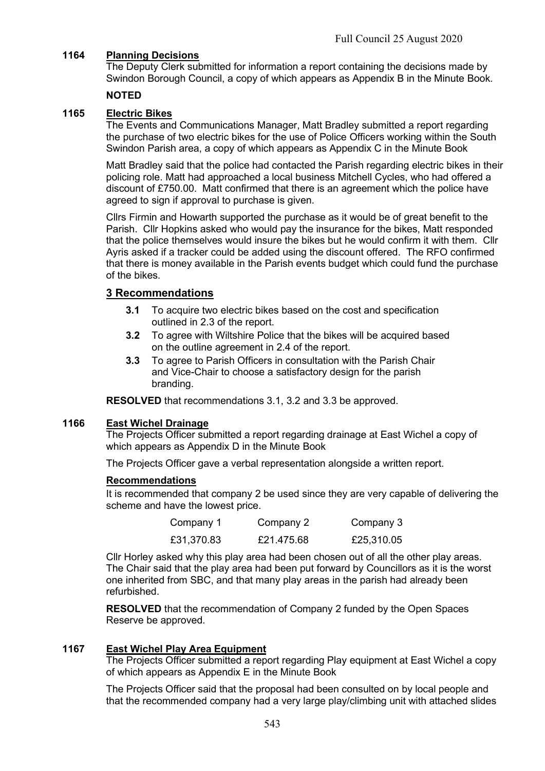**1164 Planning Decisions**

The Deputy Clerk submitted for information a report containing the decisions made by Swindon Borough Council, a copy of which appears as Appendix B in the Minute Book.

**NOTED**

**1165 Electric Bikes**

The Events and Communications Manager, Matt Bradley submitted a report regarding the purchase of two electric bikes for the use of Police Officers working within the South Swindon Parish area, a copy of which appears as Appendix C in the Minute Book

Matt Bradley said that the police had contacted the Parish regarding electric bikes in their policing role. Matt had approached a local business Mitchell Cycles, who had offered a discount of £750.00. Matt confirmed that there is an agreement which the police have agreed to sign if approval to purchase is given.

Cllrs Firmin and Howarth supported the purchase as it would be of great benefit to the Parish. Cllr Hopkins asked who would pay the insurance for the bikes, Matt responded that the police themselves would insure the bikes but he would confirm it with them. Cllr Ayris asked if a tracker could be added using the discount offered. The RFO confirmed that there is money available in the Parish events budget which could fund the purchase of the bikes.

## 3 Recommendations

- **3.1** To acquire two electric bikes based on the cost and specification outlined in 2.3 of the report.
- **3.2** To agree with Wiltshire Police that the bikes will be acquired based on the outline agreement in 2.4 of the report.
- **3.3** To agree to Parish Officers in consultation with the Parish Chair and Vice-Chair to choose a satisfactory design for the parish branding.

**RESOLVED** that recommendations 3.1, 3.2 and 3.3 be approved.

**1166 East Wichel Drainage**

The Projects Officer submitted a report regarding drainage at East Wichel a copy of which appears as Appendix D in the Minute Book

The Projects Officer gave a verbal representation alongside a written report.

**Recommendations**

It is recommended that company 2 be used since they are very capable of delivering the scheme and have the lowest price.

| Company 1 | Company 2 | Company 3 |
|---|---|---|
| £31,370.83 | £21.475.68 | £25,310.05 |

Cllr Horley asked why this play area had been chosen out of all the other play areas. The Chair said that the play area had been put forward by Councillors as it is the worst one inherited from SBC, and that many play areas in the parish had already been refurbished.

**RESOLVED** that the recommendation of Company 2 funded by the Open Spaces Reserve be approved.

**1167 East Wichel Play Area Equipment**

The Projects Officer submitted a report regarding Play equipment at East Wichel a copy of which appears as Appendix E in the Minute Book

The Projects Officer said that the proposal had been consulted on by local people and that the recommended company had a very large play/climbing unit with attached slides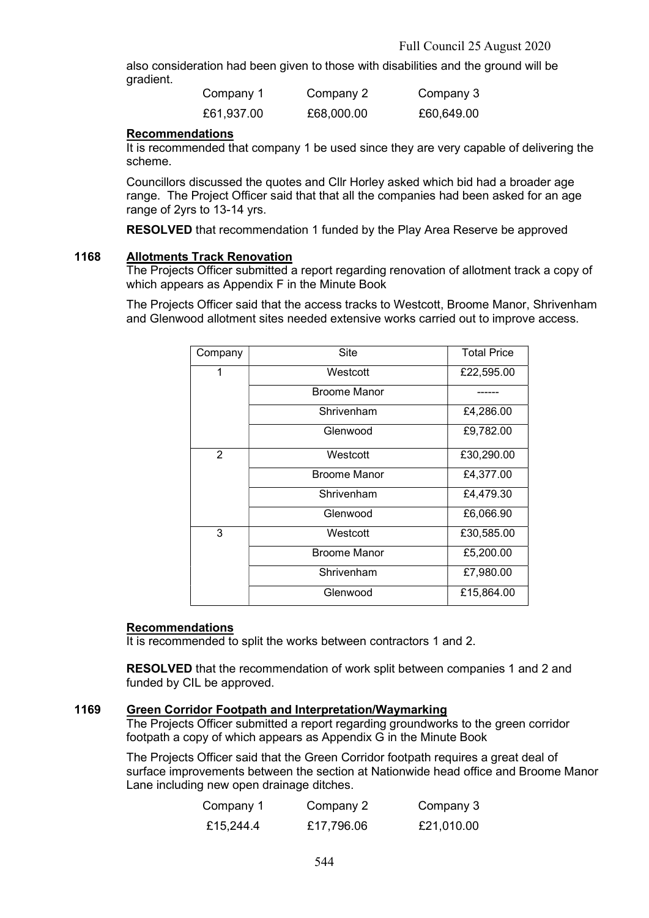also consideration had been given to those with disabilities and the ground will be gradient.

| Company 1 | Company 2 | Company 3 |
| --- | --- | --- |
| £61,937.00 | £68,000.00 | £60,649.00 |

**Recommendations**

It is recommended that company 1 be used since they are very capable of delivering the scheme.

Councillors discussed the quotes and Cllr Horley asked which bid had a broader age range. The Project Officer said that that all the companies had been asked for an age range of 2yrs to 13-14 yrs.

**RESOLVED** that recommendation 1 funded by the Play Area Reserve be approved

## 1168 Allotments Track Renovation

The Projects Officer submitted a report regarding renovation of allotment track a copy of which appears as Appendix F in the Minute Book

The Projects Officer said that the access tracks to Westcott, Broome Manor, Shrivenham and Glenwood allotment sites needed extensive works carried out to improve access.

| Company | Site | Total Price |
| --- | --- | --- |
| 1 | Westcott | £22,595.00 |
| | Broome Manor | ------ |
| | Shrivenham | £4,286.00 |
| | Glenwood | £9,782.00 |
| 2 | Westcott | £30,290.00 |
| | Broome Manor | £4,377.00 |
| | Shrivenham | £4,479.30 |
| | Glenwood | £6,066.90 |
| 3 | Westcott | £30,585.00 |
| | Broome Manor | £5,200.00 |
| | Shrivenham | £7,980.00 |
| | Glenwood | £15,864.00 |

**Recommendations**

It is recommended to split the works between contractors 1 and 2.

**RESOLVED** that the recommendation of work split between companies 1 and 2 and funded by CIL be approved.

## 1169 Green Corridor Footpath and Interpretation/Waymarking

The Projects Officer submitted a report regarding groundworks to the green corridor footpath a copy of which appears as Appendix G in the Minute Book

The Projects Officer said that the Green Corridor footpath requires a great deal of surface improvements between the section at Nationwide head office and Broome Manor Lane including new open drainage ditches.

| Company 1 | Company 2 | Company 3 |
| --- | --- | --- |
| £15,244.4 | £17,796.06 | £21,010.00 |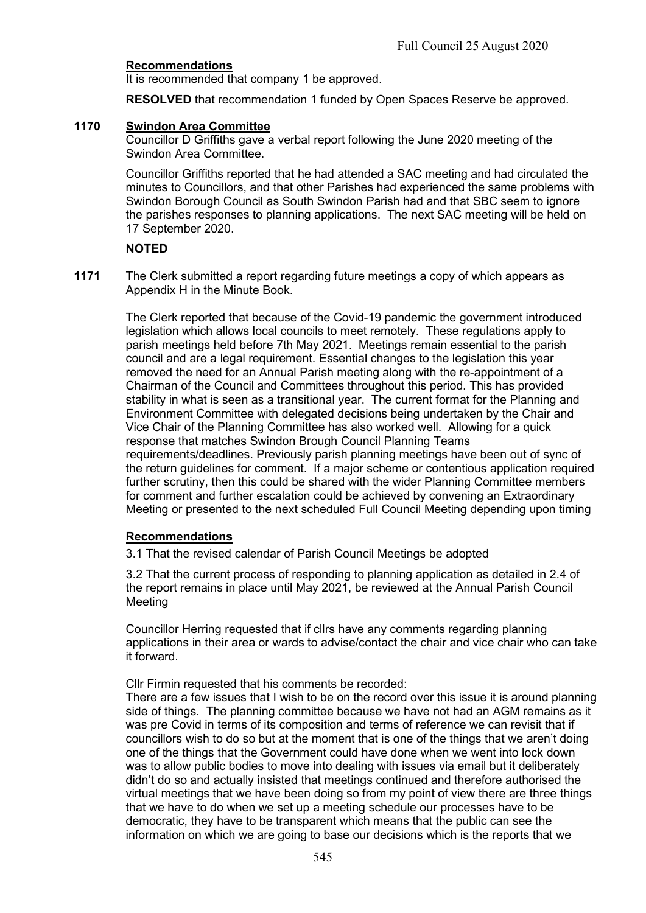**Recommendations**

It is recommended that company 1 be approved.

**RESOLVED** that recommendation 1 funded by Open Spaces Reserve be approved.

**1170 Swindon Area Committee**

Councillor D Griffiths gave a verbal report following the June 2020 meeting of the Swindon Area Committee.

Councillor Griffiths reported that he had attended a SAC meeting and had circulated the minutes to Councillors, and that other Parishes had experienced the same problems with Swindon Borough Council as South Swindon Parish had and that SBC seem to ignore the parishes responses to planning applications. The next SAC meeting will be held on 17 September 2020.

**NOTED**

**1171** The Clerk submitted a report regarding future meetings a copy of which appears as Appendix H in the Minute Book.

The Clerk reported that because of the Covid-19 pandemic the government introduced legislation which allows local councils to meet remotely. These regulations apply to parish meetings held before 7th May 2021. Meetings remain essential to the parish council and are a legal requirement. Essential changes to the legislation this year removed the need for an Annual Parish meeting along with the re-appointment of a Chairman of the Council and Committees throughout this period. This has provided stability in what is seen as a transitional year. The current format for the Planning and Environment Committee with delegated decisions being undertaken by the Chair and Vice Chair of the Planning Committee has also worked well. Allowing for a quick response that matches Swindon Brough Council Planning Teams requirements/deadlines. Previously parish planning meetings have been out of sync of the return guidelines for comment. If a major scheme or contentious application required further scrutiny, then this could be shared with the wider Planning Committee members for comment and further escalation could be achieved by convening an Extraordinary Meeting or presented to the next scheduled Full Council Meeting depending upon timing

**Recommendations**

3.1 That the revised calendar of Parish Council Meetings be adopted

3.2 That the current process of responding to planning application as detailed in 2.4 of the report remains in place until May 2021, be reviewed at the Annual Parish Council Meeting

Councillor Herring requested that if cllrs have any comments regarding planning applications in their area or wards to advise/contact the chair and vice chair who can take it forward.

Cllr Firmin requested that his comments be recorded:
There are a few issues that I wish to be on the record over this issue it is around planning side of things. The planning committee because we have not had an AGM remains as it was pre Covid in terms of its composition and terms of reference we can revisit that if councillors wish to do so but at the moment that is one of the things that we aren't doing one of the things that the Government could have done when we went into lock down was to allow public bodies to move into dealing with issues via email but it deliberately didn't do so and actually insisted that meetings continued and therefore authorised the virtual meetings that we have been doing so from my point of view there are three things that we have to do when we set up a meeting schedule our processes have to be democratic, they have to be transparent which means that the public can see the information on which we are going to base our decisions which is the reports that we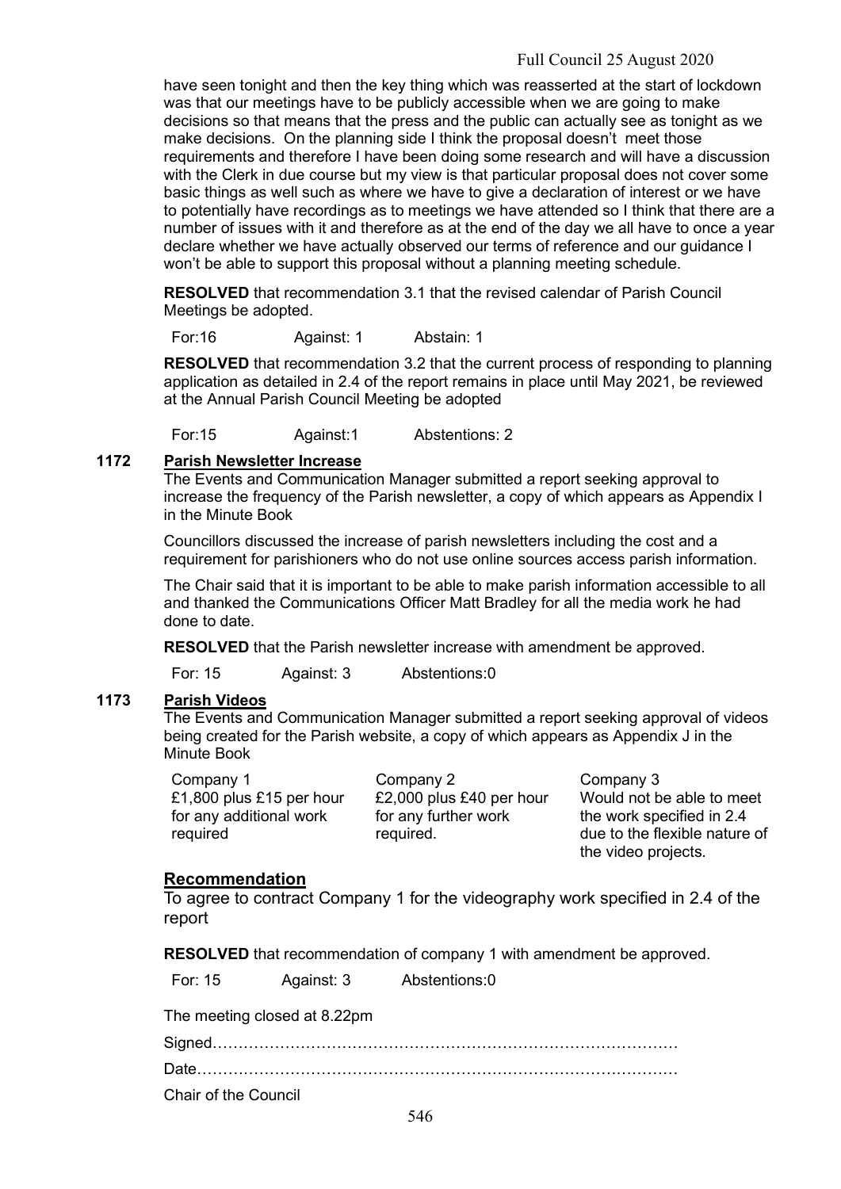have seen tonight and then the key thing which was reasserted at the start of lockdown was that our meetings have to be publicly accessible when we are going to make decisions so that means that the press and the public can actually see as tonight as we make decisions. On the planning side I think the proposal doesn't meet those requirements and therefore I have been doing some research and will have a discussion with the Clerk in due course but my view is that particular proposal does not cover some basic things as well such as where we have to give a declaration of interest or we have to potentially have recordings as to meetings we have attended so I think that there are a number of issues with it and therefore as at the end of the day we all have to once a year declare whether we have actually observed our terms of reference and our guidance I won't be able to support this proposal without a planning meeting schedule.

**RESOLVED** that recommendation 3.1 that the revised calendar of Parish Council Meetings be adopted.

For:16 Against: 1 Abstain: 1

**RESOLVED** that recommendation 3.2 that the current process of responding to planning application as detailed in 2.4 of the report remains in place until May 2021, be reviewed at the Annual Parish Council Meeting be adopted

For:15 Against:1 Abstentions: 2

**1172 Parish Newsletter Increase**

The Events and Communication Manager submitted a report seeking approval to increase the frequency of the Parish newsletter, a copy of which appears as Appendix I in the Minute Book

Councillors discussed the increase of parish newsletters including the cost and a requirement for parishioners who do not use online sources access parish information.

The Chair said that it is important to be able to make parish information accessible to all and thanked the Communications Officer Matt Bradley for all the media work he had done to date.

**RESOLVED** that the Parish newsletter increase with amendment be approved.

For: 15 Against: 3 Abstentions:0

**1173 Parish Videos**

The Events and Communication Manager submitted a report seeking approval of videos being created for the Parish website, a copy of which appears as Appendix J in the Minute Book

| Company 1 | Company 2 | Company 3 |
|---|---|---|
| £1,800 plus £15 per hour for any additional work required | £2,000 plus £40 per hour for any further work required. | Would not be able to meet the work specified in 2.4 due to the flexible nature of the video projects. |

## Recommendation

To agree to contract Company 1 for the videography work specified in 2.4 of the report

**RESOLVED** that recommendation of company 1 with amendment be approved.

For: 15 Against: 3 Abstentions:0

The meeting closed at 8.22pm

Signed…………………………………………………………………………………

Date……………………………………………………………………………………

Chair of the Council